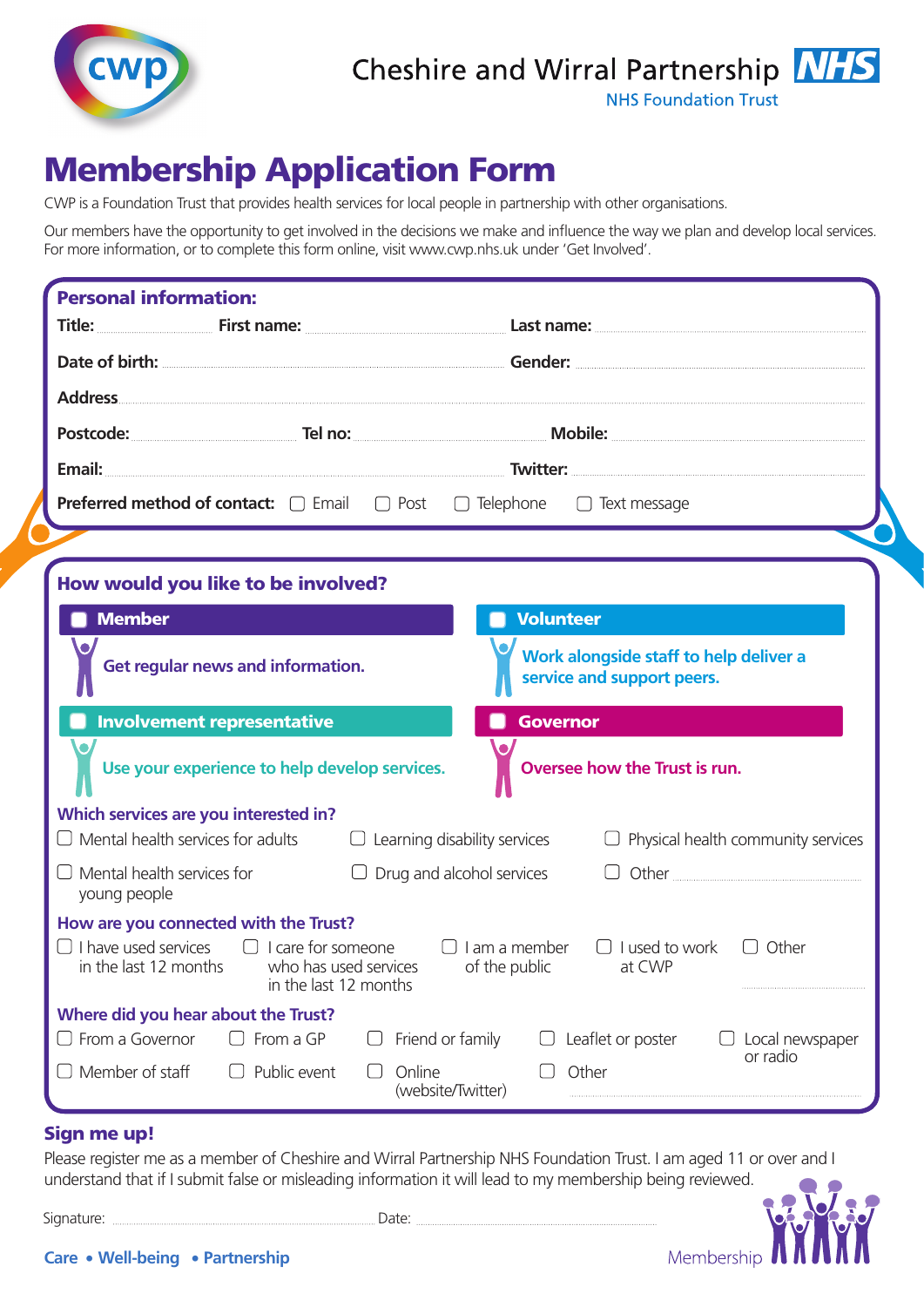Cheshire and Wirral Partnership NHS

NHS Foundation Trust

# Membership Application Form

CWP is a Foundation Trust that provides health services for local people in partnership with other organisations.

Our members have the opportunity to get involved in the decisions we make and influence the way we plan and develop local services. For more information, or to complete this form online, visit www.cwp.nhs.uk under 'Get Involved'.

## Personal information:

**Title:** ............ **First name:** ............ **Last name:** ............

**Date of birth:** ............ **Gender:** ............

**Address** ............

**Postcode:** ............ **Tel no:** ............ **Mobile:** ............

**Email:** ............ **Twitter:** ............

**Preferred method of contact:** ☐ Email ☐ Post ☐ Telephone ☐ Text message

## How would you like to be involved?

☐ **Member**
Get regular news and information.

☐ **Volunteer**
Work alongside staff to help deliver a service and support peers.

☐ **Involvement representative**
Use your experience to help develop services.

☐ **Governor**
Oversee how the Trust is run.

### Which services are you interested in?

☐ Mental health services for adults
☐ Learning disability services
☐ Physical health community services
☐ Mental health services for young people
☐ Drug and alcohol services
☐ Other ............

### How are you connected with the Trust?

☐ I have used services in the last 12 months
☐ I care for someone who has used services in the last 12 months
☐ I am a member of the public
☐ I used to work at CWP
☐ Other ............

### Where did you hear about the Trust?

☐ From a Governor
☐ From a GP
☐ Friend or family
☐ Leaflet or poster
☐ Local newspaper or radio
☐ Member of staff
☐ Public event
☐ Online (website/Twitter)
☐ Other ............

## Sign me up!

Please register me as a member of Cheshire and Wirral Partnership NHS Foundation Trust. I am aged 11 or over and I understand that if I submit false or misleading information it will lead to my membership being reviewed.

Signature: ............ Date: ............

Care • Well-being • Partnership

Membership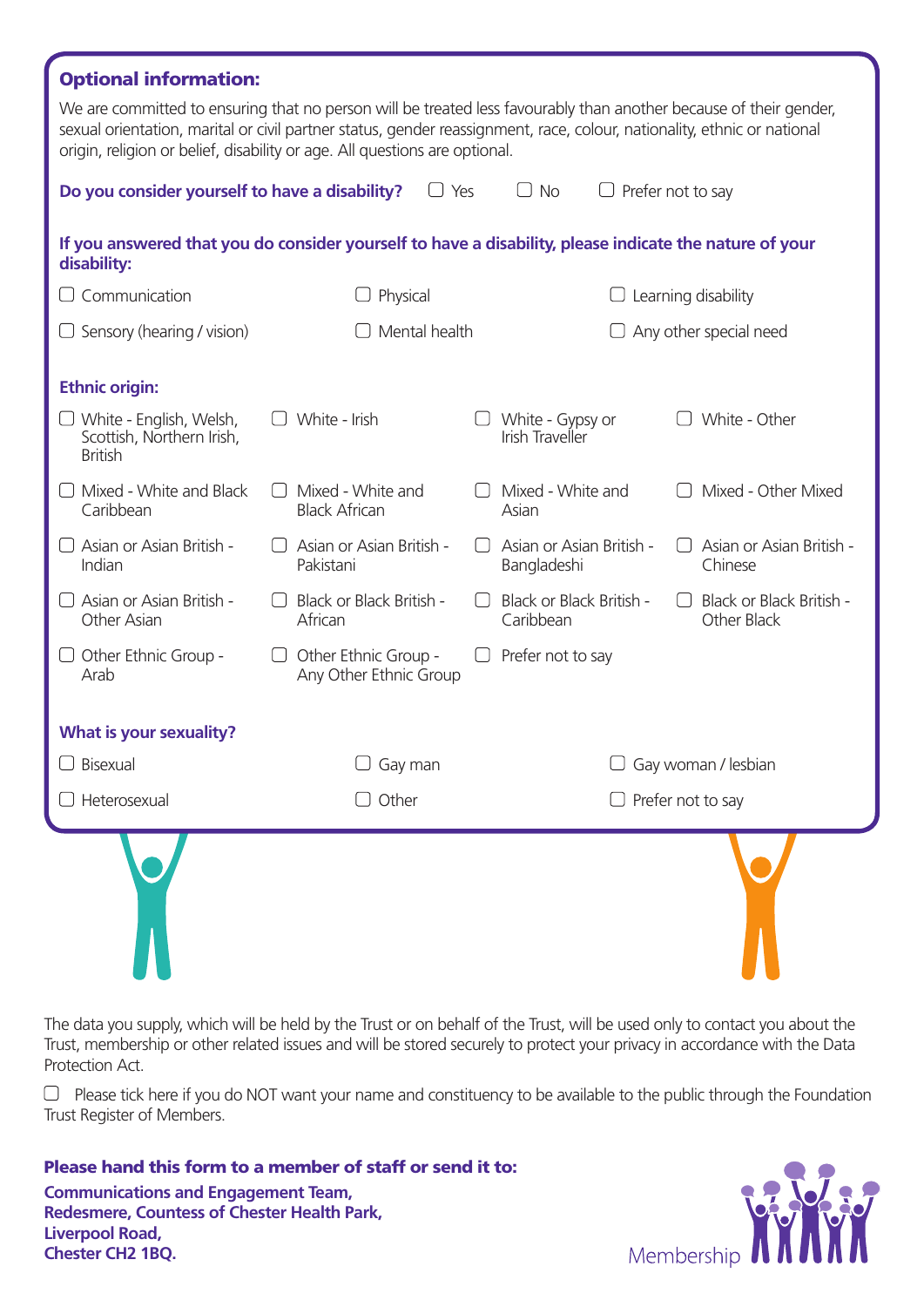## Optional information:

We are committed to ensuring that no person will be treated less favourably than another because of their gender, sexual orientation, marital or civil partner status, gender reassignment, race, colour, nationality, ethnic or national origin, religion or belief, disability or age. All questions are optional.

**Do you consider yourself to have a disability?** ☐ Yes ☐ No ☐ Prefer not to say

**If you answered that you do consider yourself to have a disability, please indicate the nature of your disability:**

| | | |
|---|---|---|
| ☐ Communication | ☐ Physical | ☐ Learning disability |
| ☐ Sensory (hearing / vision) | ☐ Mental health | ☐ Any other special need |

**Ethnic origin:**

| | | | |
|---|---|---|---|
| ☐ White - English, Welsh, Scottish, Northern Irish, British | ☐ White - Irish | ☐ White - Gypsy or Irish Traveller | ☐ White - Other |
| ☐ Mixed - White and Black Caribbean | ☐ Mixed - White and Black African | ☐ Mixed - White and Asian | ☐ Mixed - Other Mixed |
| ☐ Asian or Asian British - Indian | ☐ Asian or Asian British - Pakistani | ☐ Asian or Asian British - Bangladeshi | ☐ Asian or Asian British - Chinese |
| ☐ Asian or Asian British - Other Asian | ☐ Black or Black British - African | ☐ Black or Black British - Caribbean | ☐ Black or Black British - Other Black |
| ☐ Other Ethnic Group - Arab | ☐ Other Ethnic Group - Any Other Ethnic Group | ☐ Prefer not to say | |

**What is your sexuality?**

| | | |
|---|---|---|
| ☐ Bisexual | ☐ Gay man | ☐ Gay woman / lesbian |
| ☐ Heterosexual | ☐ Other | ☐ Prefer not to say |

The data you supply, which will be held by the Trust or on behalf of the Trust, will be used only to contact you about the Trust, membership or other related issues and will be stored securely to protect your privacy in accordance with the Data Protection Act.

☐ Please tick here if you do NOT want your name and constituency to be available to the public through the Foundation Trust Register of Members.

**Please hand this form to a member of staff or send it to:**

**Communications and Engagement Team,**
**Redesmere, Countess of Chester Health Park,**
**Liverpool Road,**
**Chester CH2 1BQ.**

Membership